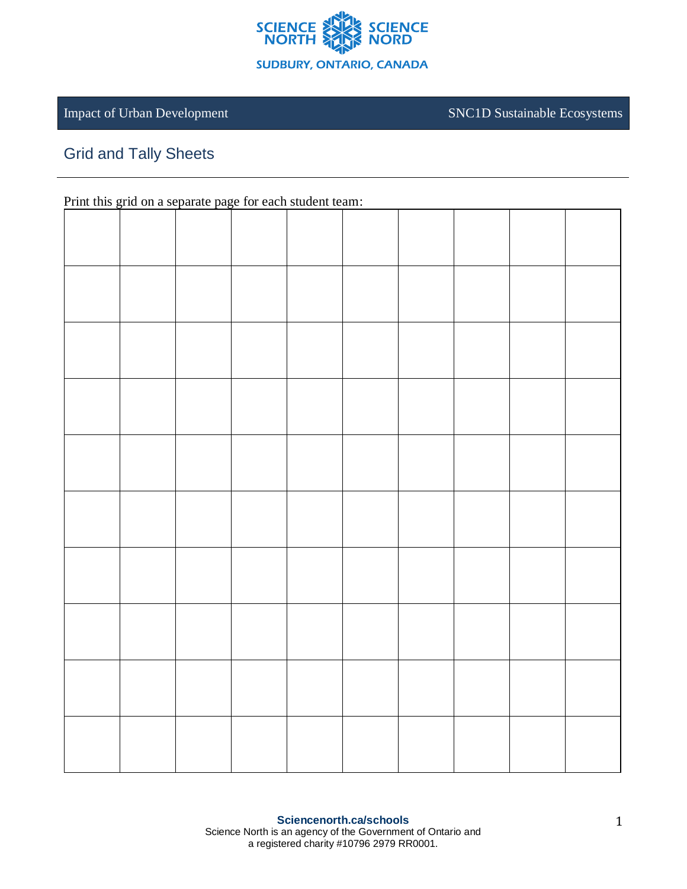Impact of Urban Development — SNC1D Sustainable Ecosystems

## Grid and Tally Sheets

Print this grid on a separate page for each student team:

| | | | | | | | | | |
|---|---|---|---|---|---|---|---|---|---|
| | | | | | | | | | |
| | | | | | | | | | |
| | | | | | | | | | |
| | | | | | | | | | |
| | | | | | | | | | |
| | | | | | | | | | |
| | | | | | | | | | |
| | | | | | | | | | |
| | | | | | | | | | |

**Sciencenorth.ca/schools**
Science North is an agency of the Government of Ontario and a registered charity #10796 2979 RR0001.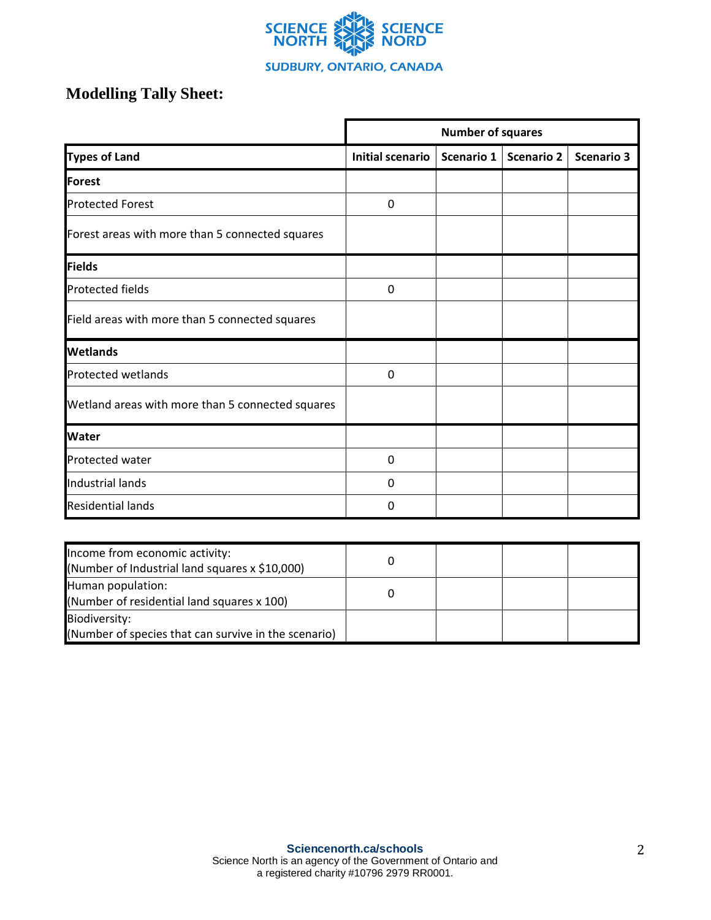## Modelling Tally Sheet:

| | Number of squares | | | |
|---|---|---|---|---|
| **Types of Land** | **Initial scenario** | **Scenario 1** | **Scenario 2** | **Scenario 3** |
| **Forest** | | | | |
| Protected Forest | 0 | | | |
| Forest areas with more than 5 connected squares | | | | |
| **Fields** | | | | |
| Protected fields | 0 | | | |
| Field areas with more than 5 connected squares | | | | |
| **Wetlands** | | | | |
| Protected wetlands | 0 | | | |
| Wetland areas with more than 5 connected squares | | | | |
| **Water** | | | | |
| Protected water | 0 | | | |
| Industrial lands | 0 | | | |
| Residential lands | 0 | | | |

| | | | | |
|---|---|---|---|---|
| Income from economic activity: (Number of Industrial land squares x $10,000) | 0 | | | |
| Human population: (Number of residential land squares x 100) | 0 | | | |
| Biodiversity: (Number of species that can survive in the scenario) | | | | |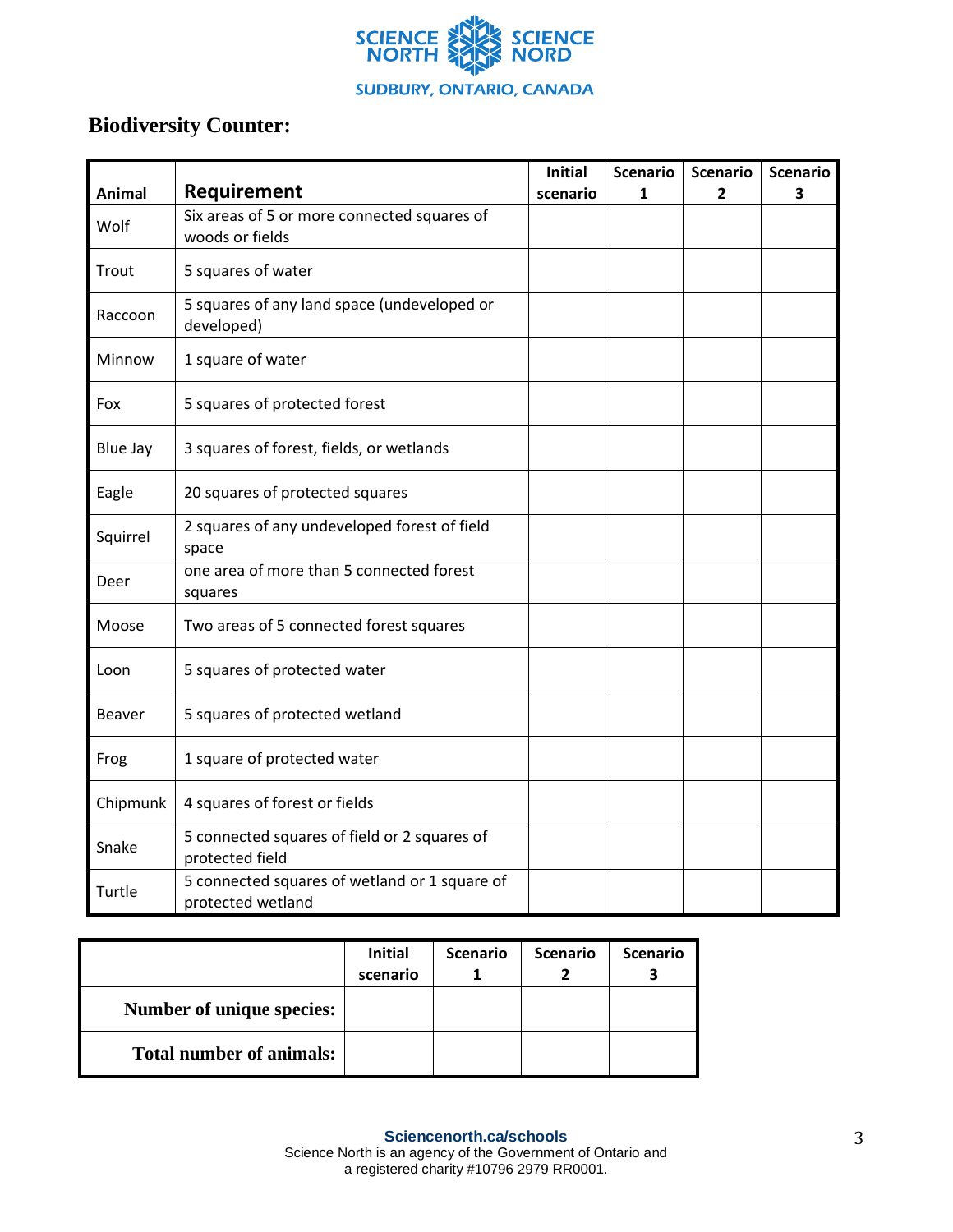## Biodiversity Counter:

| Animal | Requirement | Initial scenario | Scenario 1 | Scenario 2 | Scenario 3 |
| --- | --- | --- | --- | --- | --- |
| Wolf | Six areas of 5 or more connected squares of woods or fields | | | | |
| Trout | 5 squares of water | | | | |
| Raccoon | 5 squares of any land space (undeveloped or developed) | | | | |
| Minnow | 1 square of water | | | | |
| Fox | 5 squares of protected forest | | | | |
| Blue Jay | 3 squares of forest, fields, or wetlands | | | | |
| Eagle | 20 squares of protected squares | | | | |
| Squirrel | 2 squares of any undeveloped forest of field space | | | | |
| Deer | one area of more than 5 connected forest squares | | | | |
| Moose | Two areas of 5 connected forest squares | | | | |
| Loon | 5 squares of protected water | | | | |
| Beaver | 5 squares of protected wetland | | | | |
| Frog | 1 square of protected water | | | | |
| Chipmunk | 4 squares of forest or fields | | | | |
| Snake | 5 connected squares of field or 2 squares of protected field | | | | |
| Turtle | 5 connected squares of wetland or 1 square of protected wetland | | | | |

| | Initial scenario | Scenario 1 | Scenario 2 | Scenario 3 |
| --- | --- | --- | --- | --- |
| **Number of unique species:** | | | | |
| **Total number of animals:** | | | | |

**Sciencenorth.ca/schools**
Science North is an agency of the Government of Ontario and a registered charity #10796 2979 RR0001.